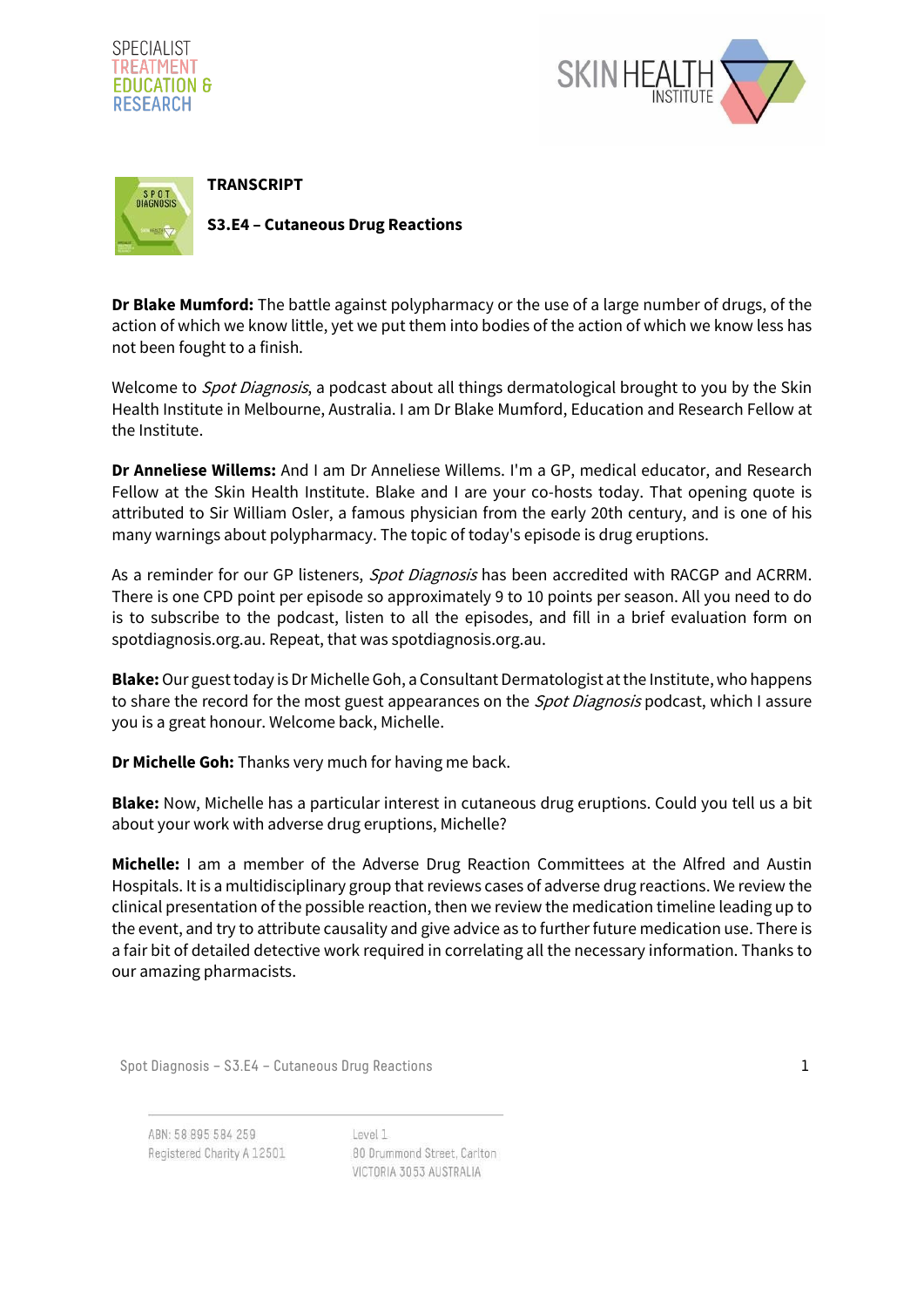SPECIALIST
TREATMENT
EDUCATION &
RESEARCH

SKIN HEALTH INSTITUTE

**TRANSCRIPT**

**S3.E4 – Cutaneous Drug Reactions**

**Dr Blake Mumford:** The battle against polypharmacy or the use of a large number of drugs, of the action of which we know little, yet we put them into bodies of the action of which we know less has not been fought to a finish.

Welcome to *Spot Diagnosis*, a podcast about all things dermatological brought to you by the Skin Health Institute in Melbourne, Australia. I am Dr Blake Mumford, Education and Research Fellow at the Institute.

**Dr Anneliese Willems:** And I am Dr Anneliese Willems. I'm a GP, medical educator, and Research Fellow at the Skin Health Institute. Blake and I are your co-hosts today. That opening quote is attributed to Sir William Osler, a famous physician from the early 20th century, and is one of his many warnings about polypharmacy. The topic of today's episode is drug eruptions.

As a reminder for our GP listeners, *Spot Diagnosis* has been accredited with RACGP and ACRRM. There is one CPD point per episode so approximately 9 to 10 points per season. All you need to do is to subscribe to the podcast, listen to all the episodes, and fill in a brief evaluation form on spotdiagnosis.org.au. Repeat, that was spotdiagnosis.org.au.

**Blake:** Our guest today is Dr Michelle Goh, a Consultant Dermatologist at the Institute, who happens to share the record for the most guest appearances on the *Spot Diagnosis* podcast, which I assure you is a great honour. Welcome back, Michelle.

**Dr Michelle Goh:** Thanks very much for having me back.

**Blake:** Now, Michelle has a particular interest in cutaneous drug eruptions. Could you tell us a bit about your work with adverse drug eruptions, Michelle?

**Michelle:** I am a member of the Adverse Drug Reaction Committees at the Alfred and Austin Hospitals. It is a multidisciplinary group that reviews cases of adverse drug reactions. We review the clinical presentation of the possible reaction, then we review the medication timeline leading up to the event, and try to attribute causality and give advice as to further future medication use. There is a fair bit of detailed detective work required in correlating all the necessary information. Thanks to our amazing pharmacists.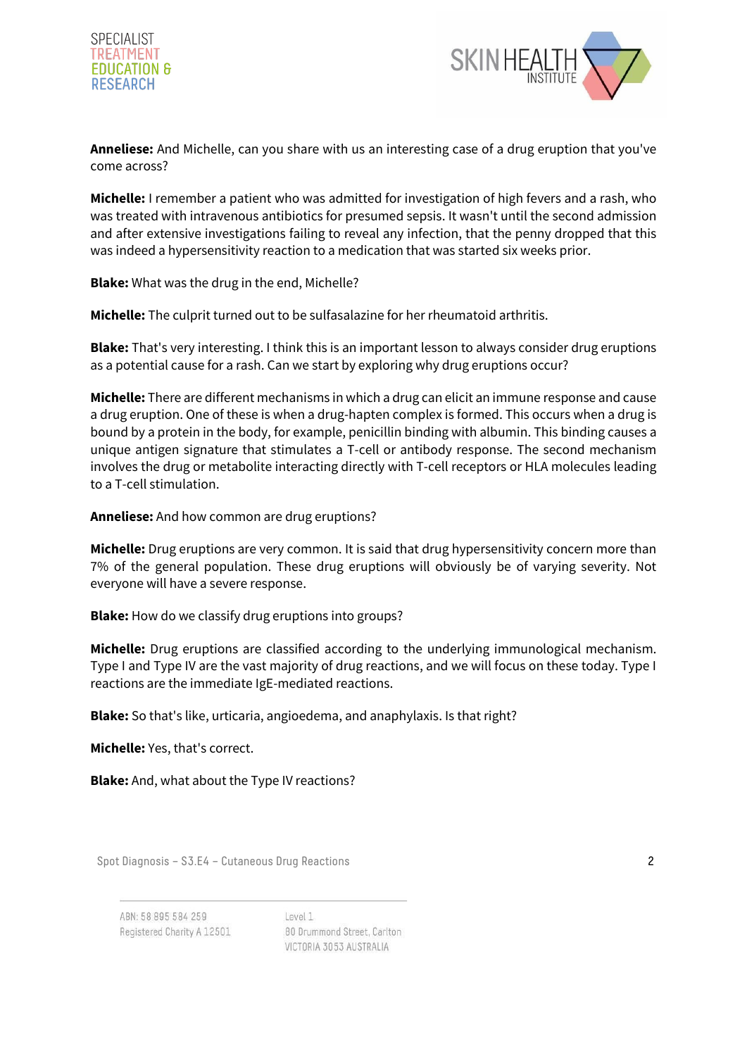**Anneliese:** And Michelle, can you share with us an interesting case of a drug eruption that you've come across?

**Michelle:** I remember a patient who was admitted for investigation of high fevers and a rash, who was treated with intravenous antibiotics for presumed sepsis. It wasn't until the second admission and after extensive investigations failing to reveal any infection, that the penny dropped that this was indeed a hypersensitivity reaction to a medication that was started six weeks prior.

**Blake:** What was the drug in the end, Michelle?

**Michelle:** The culprit turned out to be sulfasalazine for her rheumatoid arthritis.

**Blake:** That's very interesting. I think this is an important lesson to always consider drug eruptions as a potential cause for a rash. Can we start by exploring why drug eruptions occur?

**Michelle:** There are different mechanisms in which a drug can elicit an immune response and cause a drug eruption. One of these is when a drug-hapten complex is formed. This occurs when a drug is bound by a protein in the body, for example, penicillin binding with albumin. This binding causes a unique antigen signature that stimulates a T-cell or antibody response. The second mechanism involves the drug or metabolite interacting directly with T-cell receptors or HLA molecules leading to a T-cell stimulation.

**Anneliese:** And how common are drug eruptions?

**Michelle:** Drug eruptions are very common. It is said that drug hypersensitivity concern more than 7% of the general population. These drug eruptions will obviously be of varying severity. Not everyone will have a severe response.

**Blake:** How do we classify drug eruptions into groups?

**Michelle:** Drug eruptions are classified according to the underlying immunological mechanism. Type I and Type IV are the vast majority of drug reactions, and we will focus on these today. Type I reactions are the immediate IgE-mediated reactions.

**Blake:** So that's like, urticaria, angioedema, and anaphylaxis. Is that right?

**Michelle:** Yes, that's correct.

**Blake:** And, what about the Type IV reactions?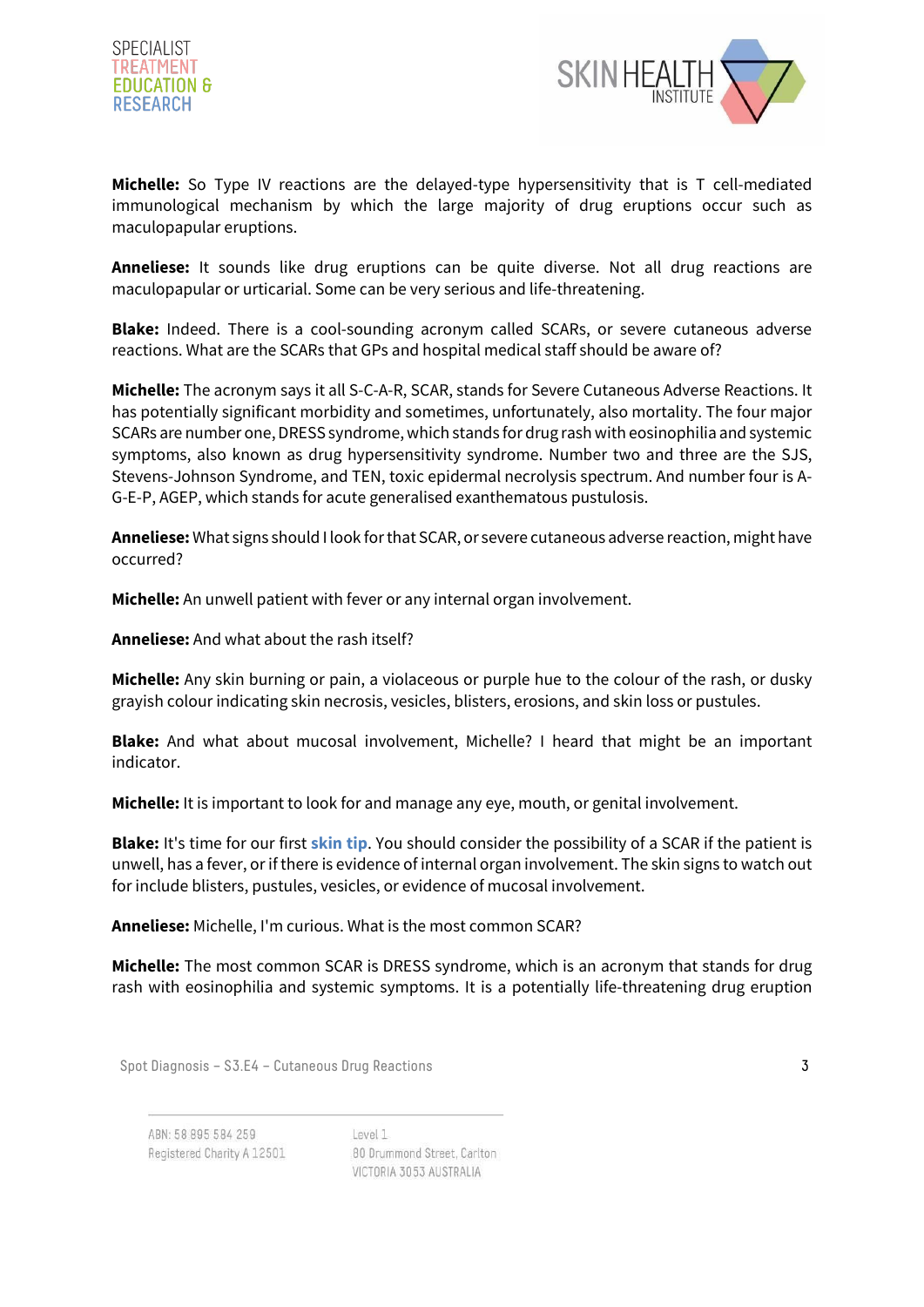**Michelle:** So Type IV reactions are the delayed-type hypersensitivity that is T cell-mediated immunological mechanism by which the large majority of drug eruptions occur such as maculopapular eruptions.

**Anneliese:** It sounds like drug eruptions can be quite diverse. Not all drug reactions are maculopapular or urticarial. Some can be very serious and life-threatening.

**Blake:** Indeed. There is a cool-sounding acronym called SCARs, or severe cutaneous adverse reactions. What are the SCARs that GPs and hospital medical staff should be aware of?

**Michelle:** The acronym says it all S-C-A-R, SCAR, stands for Severe Cutaneous Adverse Reactions. It has potentially significant morbidity and sometimes, unfortunately, also mortality. The four major SCARs are number one, DRESS syndrome, which stands for drug rash with eosinophilia and systemic symptoms, also known as drug hypersensitivity syndrome. Number two and three are the SJS, Stevens-Johnson Syndrome, and TEN, toxic epidermal necrolysis spectrum. And number four is A-G-E-P, AGEP, which stands for acute generalised exanthematous pustulosis.

**Anneliese:** What signs should I look for that SCAR, or severe cutaneous adverse reaction, might have occurred?

**Michelle:** An unwell patient with fever or any internal organ involvement.

**Anneliese:** And what about the rash itself?

**Michelle:** Any skin burning or pain, a violaceous or purple hue to the colour of the rash, or dusky grayish colour indicating skin necrosis, vesicles, blisters, erosions, and skin loss or pustules.

**Blake:** And what about mucosal involvement, Michelle? I heard that might be an important indicator.

**Michelle:** It is important to look for and manage any eye, mouth, or genital involvement.

**Blake:** It's time for our first **skin tip**. You should consider the possibility of a SCAR if the patient is unwell, has a fever, or if there is evidence of internal organ involvement. The skin signs to watch out for include blisters, pustules, vesicles, or evidence of mucosal involvement.

**Anneliese:** Michelle, I'm curious. What is the most common SCAR?

**Michelle:** The most common SCAR is DRESS syndrome, which is an acronym that stands for drug rash with eosinophilia and systemic symptoms. It is a potentially life-threatening drug eruption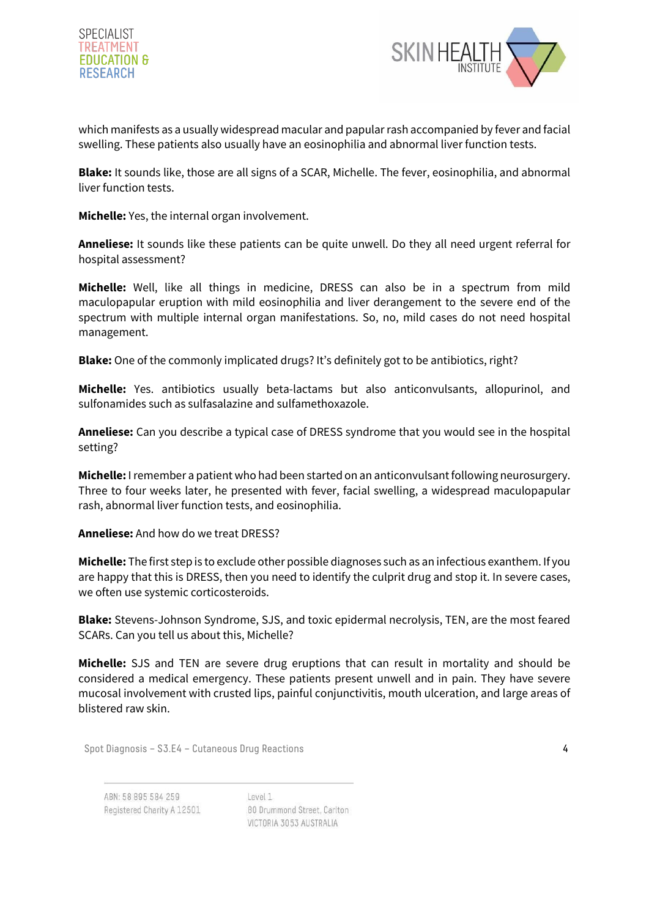which manifests as a usually widespread macular and papular rash accompanied by fever and facial swelling. These patients also usually have an eosinophilia and abnormal liver function tests.

**Blake:** It sounds like, those are all signs of a SCAR, Michelle. The fever, eosinophilia, and abnormal liver function tests.

**Michelle:** Yes, the internal organ involvement.

**Anneliese:** It sounds like these patients can be quite unwell. Do they all need urgent referral for hospital assessment?

**Michelle:** Well, like all things in medicine, DRESS can also be in a spectrum from mild maculopapular eruption with mild eosinophilia and liver derangement to the severe end of the spectrum with multiple internal organ manifestations. So, no, mild cases do not need hospital management.

**Blake:** One of the commonly implicated drugs? It's definitely got to be antibiotics, right?

**Michelle:** Yes. antibiotics usually beta-lactams but also anticonvulsants, allopurinol, and sulfonamides such as sulfasalazine and sulfamethoxazole.

**Anneliese:** Can you describe a typical case of DRESS syndrome that you would see in the hospital setting?

**Michelle:** I remember a patient who had been started on an anticonvulsant following neurosurgery. Three to four weeks later, he presented with fever, facial swelling, a widespread maculopapular rash, abnormal liver function tests, and eosinophilia.

**Anneliese:** And how do we treat DRESS?

**Michelle:** The first step is to exclude other possible diagnoses such as an infectious exanthem. If you are happy that this is DRESS, then you need to identify the culprit drug and stop it. In severe cases, we often use systemic corticosteroids.

**Blake:** Stevens-Johnson Syndrome, SJS, and toxic epidermal necrolysis, TEN, are the most feared SCARs. Can you tell us about this, Michelle?

**Michelle:** SJS and TEN are severe drug eruptions that can result in mortality and should be considered a medical emergency. These patients present unwell and in pain. They have severe mucosal involvement with crusted lips, painful conjunctivitis, mouth ulceration, and large areas of blistered raw skin.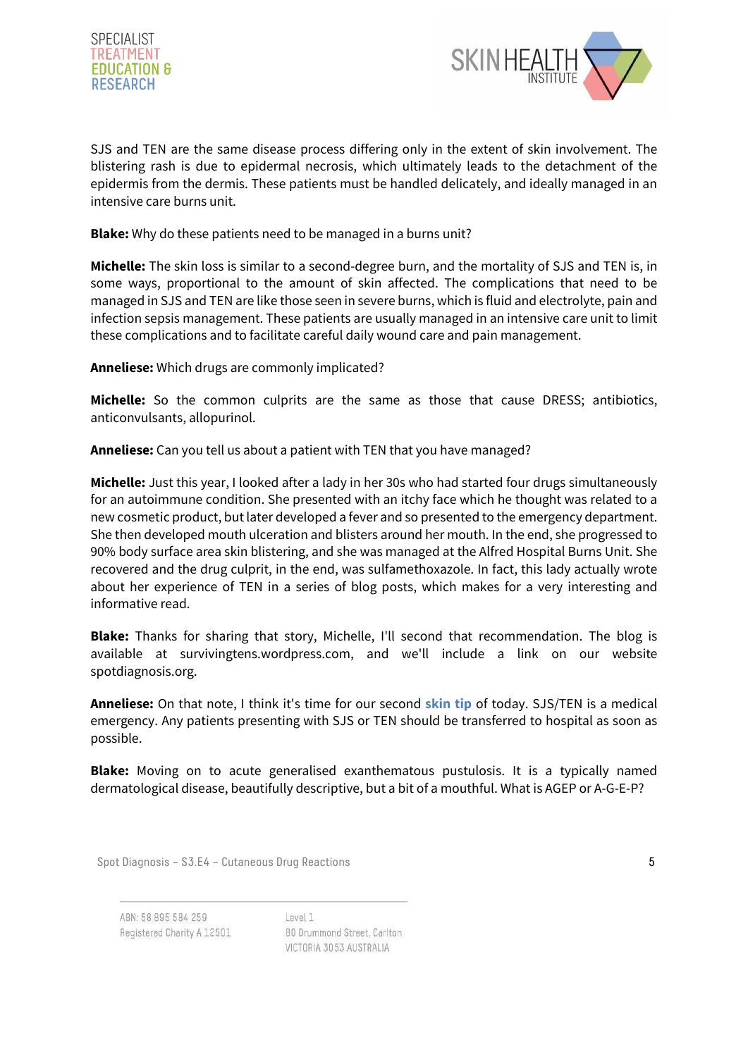SJS and TEN are the same disease process differing only in the extent of skin involvement. The blistering rash is due to epidermal necrosis, which ultimately leads to the detachment of the epidermis from the dermis. These patients must be handled delicately, and ideally managed in an intensive care burns unit.

**Blake:** Why do these patients need to be managed in a burns unit?

**Michelle:** The skin loss is similar to a second-degree burn, and the mortality of SJS and TEN is, in some ways, proportional to the amount of skin affected. The complications that need to be managed in SJS and TEN are like those seen in severe burns, which is fluid and electrolyte, pain and infection sepsis management. These patients are usually managed in an intensive care unit to limit these complications and to facilitate careful daily wound care and pain management.

**Anneliese:** Which drugs are commonly implicated?

**Michelle:** So the common culprits are the same as those that cause DRESS; antibiotics, anticonvulsants, allopurinol.

**Anneliese:** Can you tell us about a patient with TEN that you have managed?

**Michelle:** Just this year, I looked after a lady in her 30s who had started four drugs simultaneously for an autoimmune condition. She presented with an itchy face which he thought was related to a new cosmetic product, but later developed a fever and so presented to the emergency department. She then developed mouth ulceration and blisters around her mouth. In the end, she progressed to 90% body surface area skin blistering, and she was managed at the Alfred Hospital Burns Unit. She recovered and the drug culprit, in the end, was sulfamethoxazole. In fact, this lady actually wrote about her experience of TEN in a series of blog posts, which makes for a very interesting and informative read.

**Blake:** Thanks for sharing that story, Michelle, I'll second that recommendation. The blog is available at survivingtens.wordpress.com, and we'll include a link on our website spotdiagnosis.org.

**Anneliese:** On that note, I think it's time for our second **skin tip** of today. SJS/TEN is a medical emergency. Any patients presenting with SJS or TEN should be transferred to hospital as soon as possible.

**Blake:** Moving on to acute generalised exanthematous pustulosis. It is a typically named dermatological disease, beautifully descriptive, but a bit of a mouthful. What is AGEP or A-G-E-P?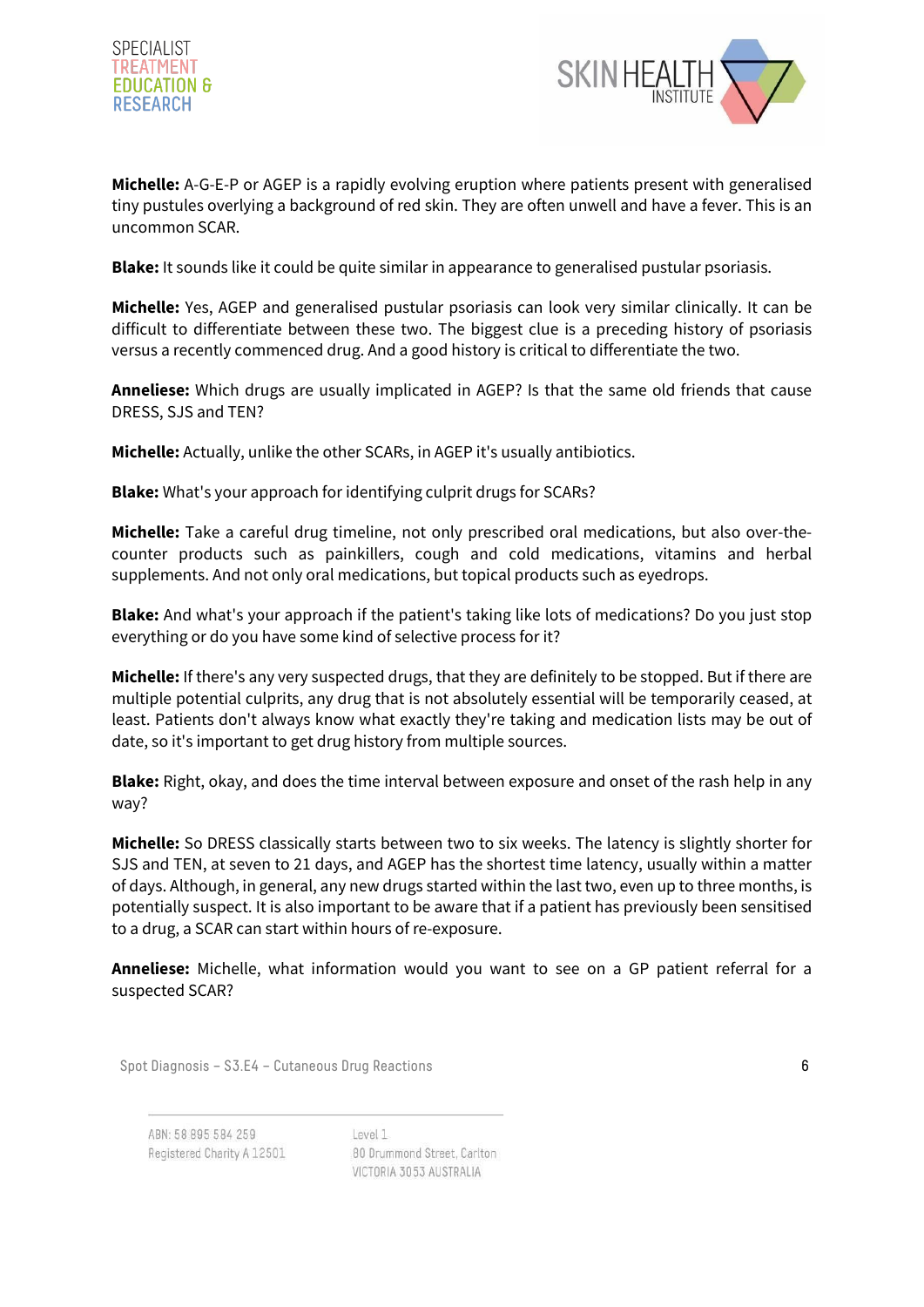**Michelle:** A-G-E-P or AGEP is a rapidly evolving eruption where patients present with generalised tiny pustules overlying a background of red skin. They are often unwell and have a fever. This is an uncommon SCAR.

**Blake:** It sounds like it could be quite similar in appearance to generalised pustular psoriasis.

**Michelle:** Yes, AGEP and generalised pustular psoriasis can look very similar clinically. It can be difficult to differentiate between these two. The biggest clue is a preceding history of psoriasis versus a recently commenced drug. And a good history is critical to differentiate the two.

**Anneliese:** Which drugs are usually implicated in AGEP? Is that the same old friends that cause DRESS, SJS and TEN?

**Michelle:** Actually, unlike the other SCARs, in AGEP it's usually antibiotics.

**Blake:** What's your approach for identifying culprit drugs for SCARs?

**Michelle:** Take a careful drug timeline, not only prescribed oral medications, but also over-the-counter products such as painkillers, cough and cold medications, vitamins and herbal supplements. And not only oral medications, but topical products such as eyedrops.

**Blake:** And what's your approach if the patient's taking like lots of medications? Do you just stop everything or do you have some kind of selective process for it?

**Michelle:** If there's any very suspected drugs, that they are definitely to be stopped. But if there are multiple potential culprits, any drug that is not absolutely essential will be temporarily ceased, at least. Patients don't always know what exactly they're taking and medication lists may be out of date, so it's important to get drug history from multiple sources.

**Blake:** Right, okay, and does the time interval between exposure and onset of the rash help in any way?

**Michelle:** So DRESS classically starts between two to six weeks. The latency is slightly shorter for SJS and TEN, at seven to 21 days, and AGEP has the shortest time latency, usually within a matter of days. Although, in general, any new drugs started within the last two, even up to three months, is potentially suspect. It is also important to be aware that if a patient has previously been sensitised to a drug, a SCAR can start within hours of re-exposure.

**Anneliese:** Michelle, what information would you want to see on a GP patient referral for a suspected SCAR?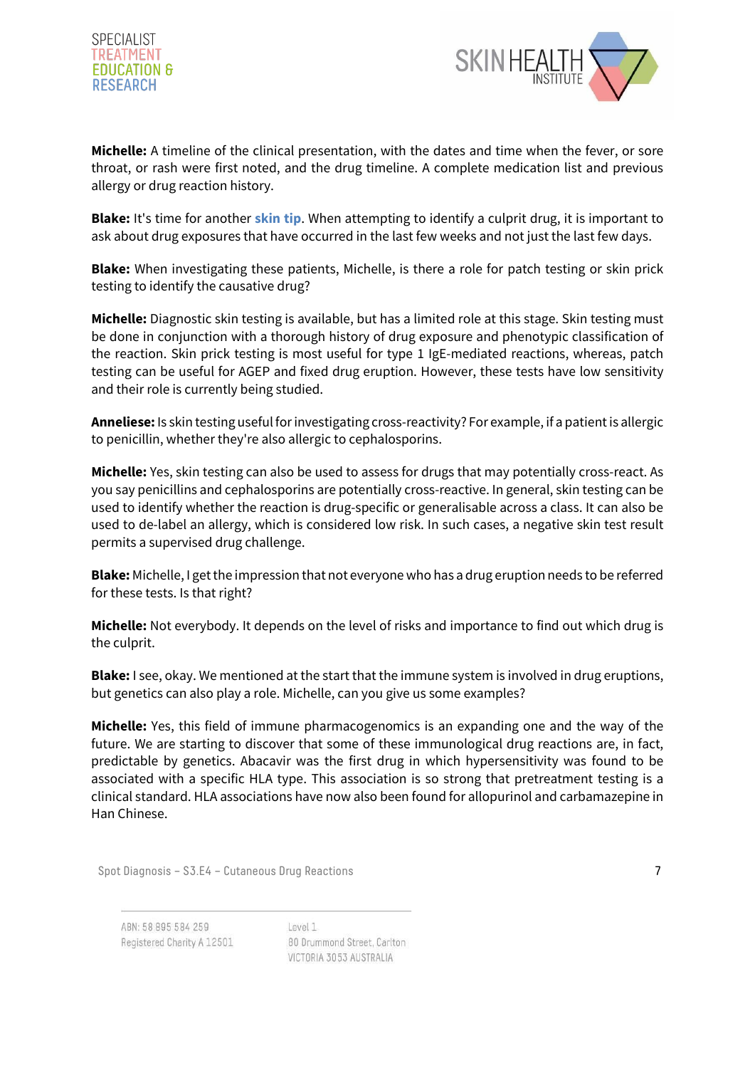**Michelle:** A timeline of the clinical presentation, with the dates and time when the fever, or sore throat, or rash were first noted, and the drug timeline. A complete medication list and previous allergy or drug reaction history.

**Blake:** It's time for another **skin tip**. When attempting to identify a culprit drug, it is important to ask about drug exposures that have occurred in the last few weeks and not just the last few days.

**Blake:** When investigating these patients, Michelle, is there a role for patch testing or skin prick testing to identify the causative drug?

**Michelle:** Diagnostic skin testing is available, but has a limited role at this stage. Skin testing must be done in conjunction with a thorough history of drug exposure and phenotypic classification of the reaction. Skin prick testing is most useful for type 1 IgE-mediated reactions, whereas, patch testing can be useful for AGEP and fixed drug eruption. However, these tests have low sensitivity and their role is currently being studied.

**Anneliese:** Is skin testing useful for investigating cross-reactivity? For example, if a patient is allergic to penicillin, whether they're also allergic to cephalosporins.

**Michelle:** Yes, skin testing can also be used to assess for drugs that may potentially cross-react. As you say penicillins and cephalosporins are potentially cross-reactive. In general, skin testing can be used to identify whether the reaction is drug-specific or generalisable across a class. It can also be used to de-label an allergy, which is considered low risk. In such cases, a negative skin test result permits a supervised drug challenge.

**Blake:** Michelle, I get the impression that not everyone who has a drug eruption needs to be referred for these tests. Is that right?

**Michelle:** Not everybody. It depends on the level of risks and importance to find out which drug is the culprit.

**Blake:** I see, okay. We mentioned at the start that the immune system is involved in drug eruptions, but genetics can also play a role. Michelle, can you give us some examples?

**Michelle:** Yes, this field of immune pharmacogenomics is an expanding one and the way of the future. We are starting to discover that some of these immunological drug reactions are, in fact, predictable by genetics. Abacavir was the first drug in which hypersensitivity was found to be associated with a specific HLA type. This association is so strong that pretreatment testing is a clinical standard. HLA associations have now also been found for allopurinol and carbamazepine in Han Chinese.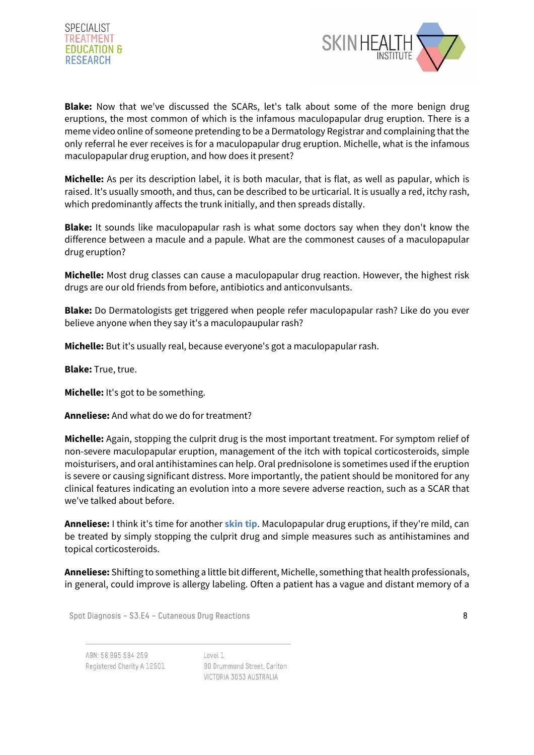**Blake:** Now that we've discussed the SCARs, let's talk about some of the more benign drug eruptions, the most common of which is the infamous maculopapular drug eruption. There is a meme video online of someone pretending to be a Dermatology Registrar and complaining that the only referral he ever receives is for a maculopapular drug eruption. Michelle, what is the infamous maculopapular drug eruption, and how does it present?

**Michelle:** As per its description label, it is both macular, that is flat, as well as papular, which is raised. It's usually smooth, and thus, can be described to be urticarial. It is usually a red, itchy rash, which predominantly affects the trunk initially, and then spreads distally.

**Blake:** It sounds like maculopapular rash is what some doctors say when they don't know the difference between a macule and a papule. What are the commonest causes of a maculopapular drug eruption?

**Michelle:** Most drug classes can cause a maculopapular drug reaction. However, the highest risk drugs are our old friends from before, antibiotics and anticonvulsants.

**Blake:** Do Dermatologists get triggered when people refer maculopapular rash? Like do you ever believe anyone when they say it's a maculopaupular rash?

**Michelle:** But it's usually real, because everyone's got a maculopapular rash.

**Blake:** True, true.

**Michelle:** It's got to be something.

**Anneliese:** And what do we do for treatment?

**Michelle:** Again, stopping the culprit drug is the most important treatment. For symptom relief of non-severe maculopapular eruption, management of the itch with topical corticosteroids, simple moisturisers, and oral antihistamines can help. Oral prednisolone is sometimes used if the eruption is severe or causing significant distress. More importantly, the patient should be monitored for any clinical features indicating an evolution into a more severe adverse reaction, such as a SCAR that we've talked about before.

**Anneliese:** I think it's time for another **skin tip**. Maculopapular drug eruptions, if they're mild, can be treated by simply stopping the culprit drug and simple measures such as antihistamines and topical corticosteroids.

**Anneliese:** Shifting to something a little bit different, Michelle, something that health professionals, in general, could improve is allergy labeling. Often a patient has a vague and distant memory of a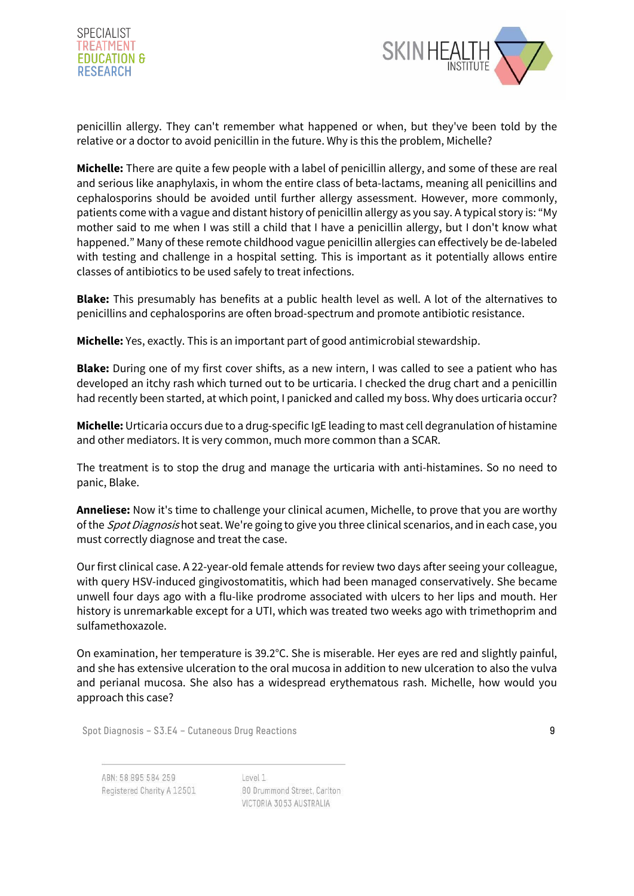penicillin allergy. They can't remember what happened or when, but they've been told by the relative or a doctor to avoid penicillin in the future. Why is this the problem, Michelle?

**Michelle:** There are quite a few people with a label of penicillin allergy, and some of these are real and serious like anaphylaxis, in whom the entire class of beta-lactams, meaning all penicillins and cephalosporins should be avoided until further allergy assessment. However, more commonly, patients come with a vague and distant history of penicillin allergy as you say. A typical story is: "My mother said to me when I was still a child that I have a penicillin allergy, but I don't know what happened." Many of these remote childhood vague penicillin allergies can effectively be de-labeled with testing and challenge in a hospital setting. This is important as it potentially allows entire classes of antibiotics to be used safely to treat infections.

**Blake:** This presumably has benefits at a public health level as well. A lot of the alternatives to penicillins and cephalosporins are often broad-spectrum and promote antibiotic resistance.

**Michelle:** Yes, exactly. This is an important part of good antimicrobial stewardship.

**Blake:** During one of my first cover shifts, as a new intern, I was called to see a patient who has developed an itchy rash which turned out to be urticaria. I checked the drug chart and a penicillin had recently been started, at which point, I panicked and called my boss. Why does urticaria occur?

**Michelle:** Urticaria occurs due to a drug-specific IgE leading to mast cell degranulation of histamine and other mediators. It is very common, much more common than a SCAR.

The treatment is to stop the drug and manage the urticaria with anti-histamines. So no need to panic, Blake.

**Anneliese:** Now it's time to challenge your clinical acumen, Michelle, to prove that you are worthy of the *Spot Diagnosis* hot seat. We're going to give you three clinical scenarios, and in each case, you must correctly diagnose and treat the case.

Our first clinical case. A 22-year-old female attends for review two days after seeing your colleague, with query HSV-induced gingivostomatitis, which had been managed conservatively. She became unwell four days ago with a flu-like prodrome associated with ulcers to her lips and mouth. Her history is unremarkable except for a UTI, which was treated two weeks ago with trimethoprim and sulfamethoxazole.

On examination, her temperature is 39.2°C. She is miserable. Her eyes are red and slightly painful, and she has extensive ulceration to the oral mucosa in addition to new ulceration to also the vulva and perianal mucosa. She also has a widespread erythematous rash. Michelle, how would you approach this case?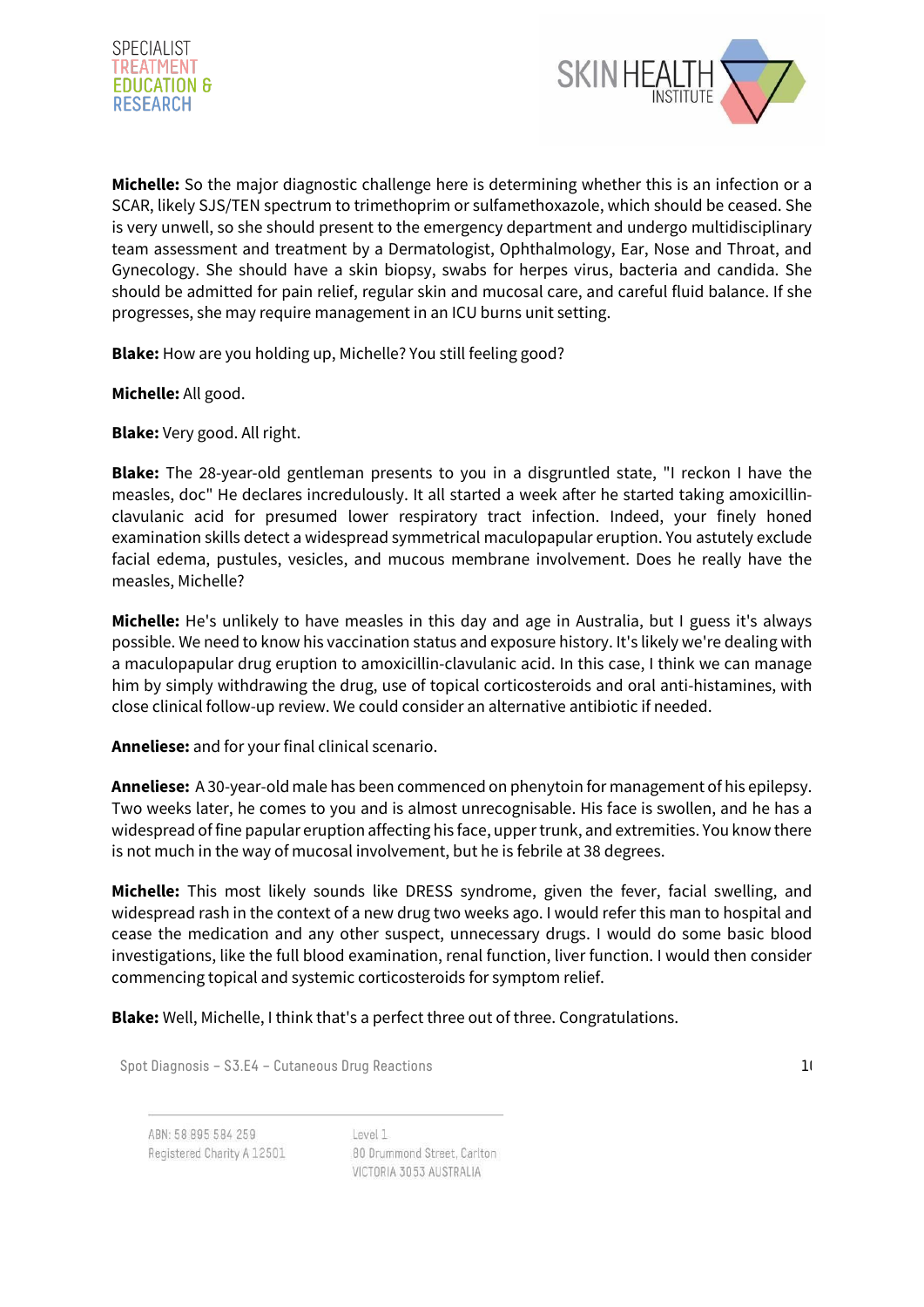**Michelle:** So the major diagnostic challenge here is determining whether this is an infection or a SCAR, likely SJS/TEN spectrum to trimethoprim or sulfamethoxazole, which should be ceased. She is very unwell, so she should present to the emergency department and undergo multidisciplinary team assessment and treatment by a Dermatologist, Ophthalmology, Ear, Nose and Throat, and Gynecology. She should have a skin biopsy, swabs for herpes virus, bacteria and candida. She should be admitted for pain relief, regular skin and mucosal care, and careful fluid balance. If she progresses, she may require management in an ICU burns unit setting.

**Blake:** How are you holding up, Michelle? You still feeling good?

**Michelle:** All good.

**Blake:** Very good. All right.

**Blake:** The 28-year-old gentleman presents to you in a disgruntled state, "I reckon I have the measles, doc" He declares incredulously. It all started a week after he started taking amoxicillin-clavulanic acid for presumed lower respiratory tract infection. Indeed, your finely honed examination skills detect a widespread symmetrical maculopapular eruption. You astutely exclude facial edema, pustules, vesicles, and mucous membrane involvement. Does he really have the measles, Michelle?

**Michelle:** He's unlikely to have measles in this day and age in Australia, but I guess it's always possible. We need to know his vaccination status and exposure history. It's likely we're dealing with a maculopapular drug eruption to amoxicillin-clavulanic acid. In this case, I think we can manage him by simply withdrawing the drug, use of topical corticosteroids and oral anti-histamines, with close clinical follow-up review. We could consider an alternative antibiotic if needed.

**Anneliese:** and for your final clinical scenario.

**Anneliese:** A 30-year-old male has been commenced on phenytoin for management of his epilepsy. Two weeks later, he comes to you and is almost unrecognisable. His face is swollen, and he has a widespread of fine papular eruption affecting his face, upper trunk, and extremities. You know there is not much in the way of mucosal involvement, but he is febrile at 38 degrees.

**Michelle:** This most likely sounds like DRESS syndrome, given the fever, facial swelling, and widespread rash in the context of a new drug two weeks ago. I would refer this man to hospital and cease the medication and any other suspect, unnecessary drugs. I would do some basic blood investigations, like the full blood examination, renal function, liver function. I would then consider commencing topical and systemic corticosteroids for symptom relief.

**Blake:** Well, Michelle, I think that's a perfect three out of three. Congratulations.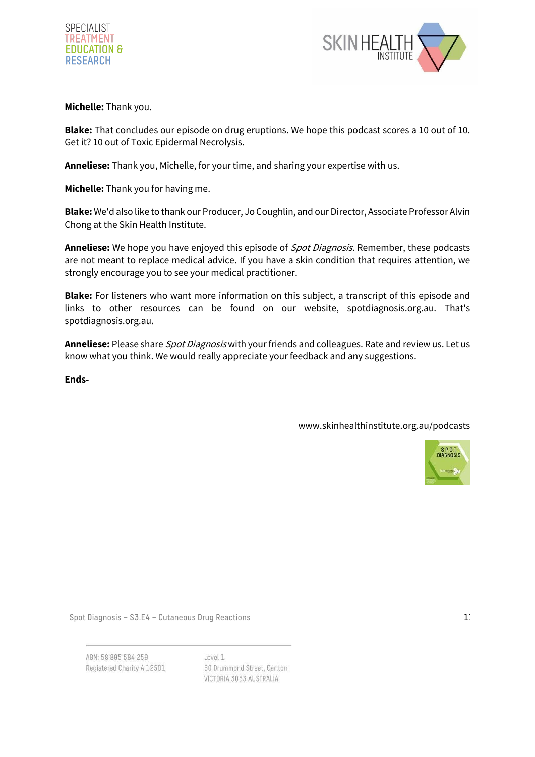**Michelle:** Thank you.

**Blake:** That concludes our episode on drug eruptions. We hope this podcast scores a 10 out of 10. Get it? 10 out of Toxic Epidermal Necrolysis.

**Anneliese:** Thank you, Michelle, for your time, and sharing your expertise with us.

**Michelle:** Thank you for having me.

**Blake:** We'd also like to thank our Producer, Jo Coughlin, and our Director, Associate Professor Alvin Chong at the Skin Health Institute.

**Anneliese:** We hope you have enjoyed this episode of *Spot Diagnosis*. Remember, these podcasts are not meant to replace medical advice. If you have a skin condition that requires attention, we strongly encourage you to see your medical practitioner.

**Blake:** For listeners who want more information on this subject, a transcript of this episode and links to other resources can be found on our website, spotdiagnosis.org.au. That's spotdiagnosis.org.au.

**Anneliese:** Please share *Spot Diagnosis* with your friends and colleagues. Rate and review us. Let us know what you think. We would really appreciate your feedback and any suggestions.

**Ends-**

www.skinhealthinstitute.org.au/podcasts